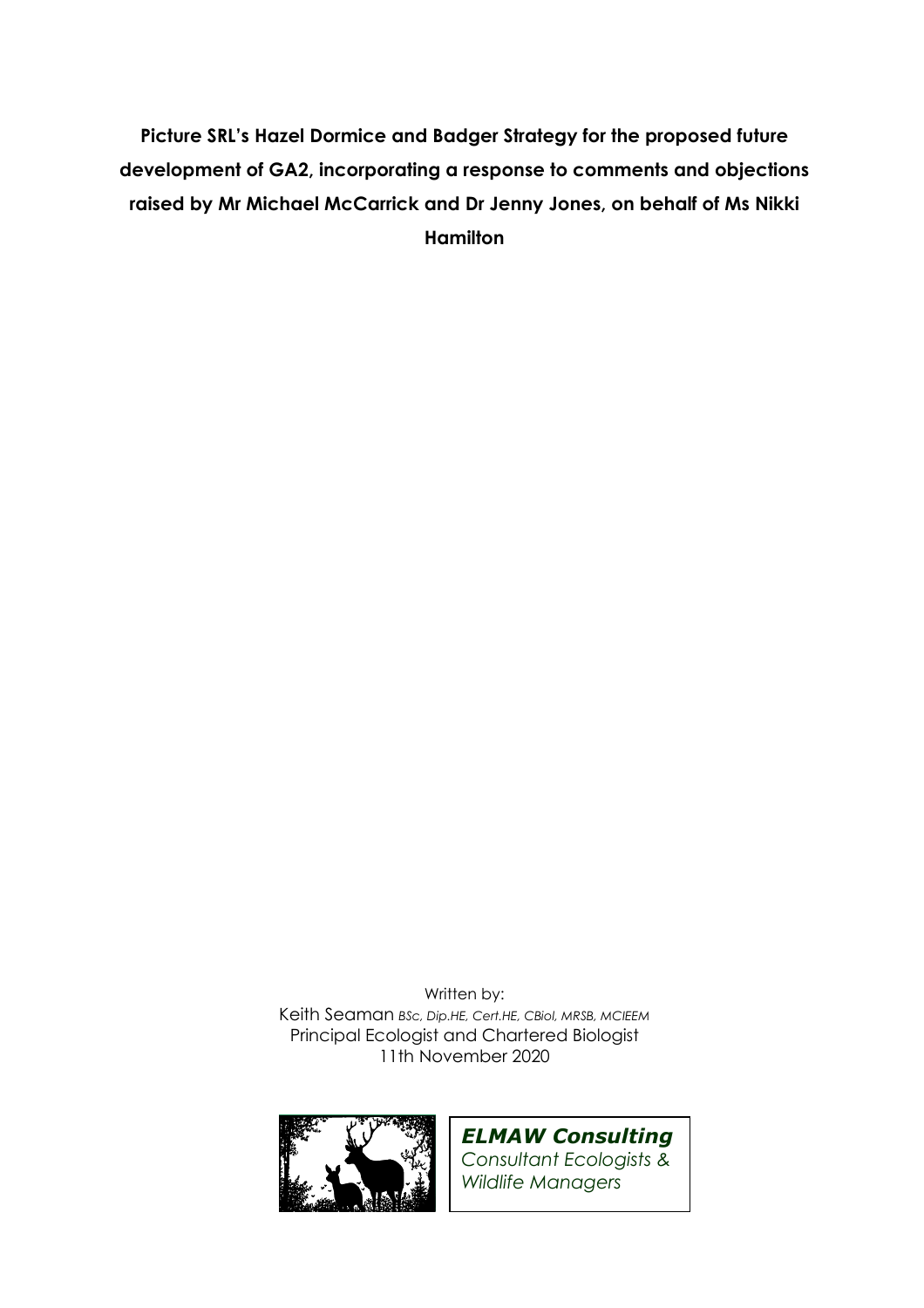# Picture SRL's Hazel Dormice and Badger Strategy for the proposed future development of GA2, incorporating a response to comments and objections raised by Mr Michael McCarrick and Dr Jenny Jones, on behalf of Ms Nikki Hamilton

Written by:
Keith Seaman *BSc, Dip.HE, Cert.HE, CBiol, MRSB, MCIEEM*
Principal Ecologist and Chartered Biologist
11th November 2020

***ELMAW Consulting***
*Consultant Ecologists & Wildlife Managers*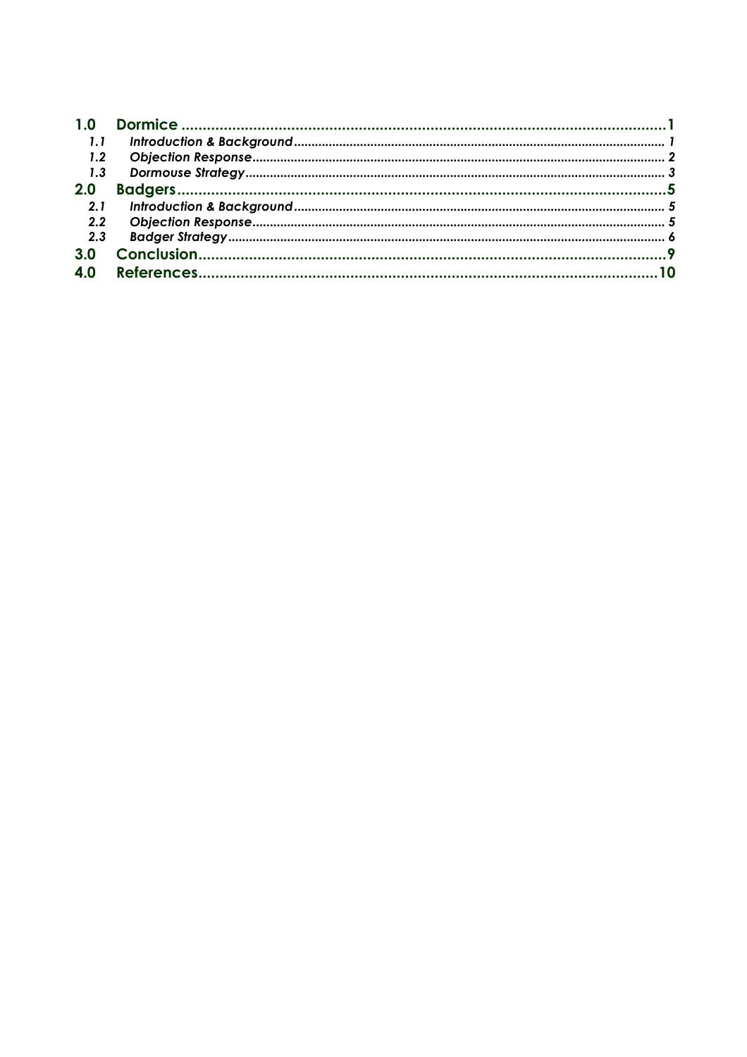| | | |
|---|---|---|
| **1.0** | **Dormice** | **1** |
| *1.1* | ***Introduction & Background*** | *1* |
| *1.2* | ***Objection Response*** | *2* |
| *1.3* | ***Dormouse Strategy*** | *3* |
| **2.0** | **Badgers** | **5** |
| *2.1* | ***Introduction & Background*** | *5* |
| *2.2* | ***Objection Response*** | *5* |
| *2.3* | ***Badger Strategy*** | *6* |
| **3.0** | **Conclusion** | **9** |
| **4.0** | **References** | **10** |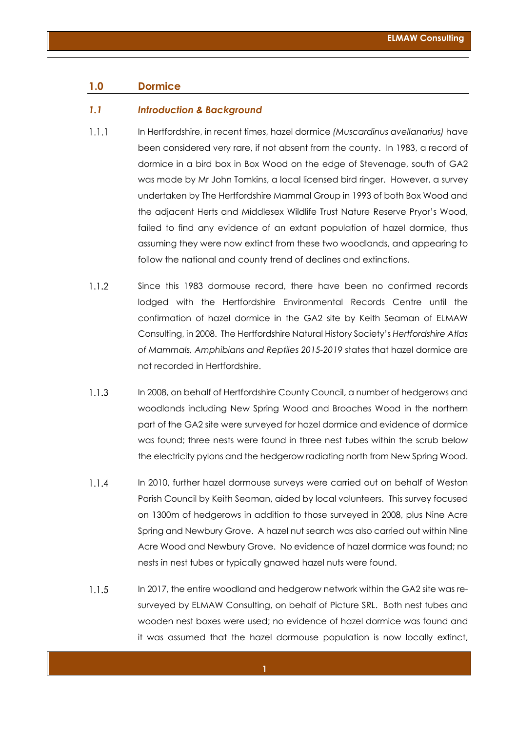## 1.0 Dormice

### *1.1 Introduction & Background*

1.1.1 In Hertfordshire, in recent times, hazel dormice *(Muscardinus avellanarius)* have been considered very rare, if not absent from the county. In 1983, a record of dormice in a bird box in Box Wood on the edge of Stevenage, south of GA2 was made by Mr John Tomkins, a local licensed bird ringer. However, a survey undertaken by The Hertfordshire Mammal Group in 1993 of both Box Wood and the adjacent Herts and Middlesex Wildlife Trust Nature Reserve Pryor's Wood, failed to find any evidence of an extant population of hazel dormice, thus assuming they were now extinct from these two woodlands, and appearing to follow the national and county trend of declines and extinctions.

1.1.2 Since this 1983 dormouse record, there have been no confirmed records lodged with the Hertfordshire Environmental Records Centre until the confirmation of hazel dormice in the GA2 site by Keith Seaman of ELMAW Consulting, in 2008. The Hertfordshire Natural History Society's *Hertfordshire Atlas of Mammals, Amphibians and Reptiles 2015-2019* states that hazel dormice are not recorded in Hertfordshire.

1.1.3 In 2008, on behalf of Hertfordshire County Council, a number of hedgerows and woodlands including New Spring Wood and Brooches Wood in the northern part of the GA2 site were surveyed for hazel dormice and evidence of dormice was found; three nests were found in three nest tubes within the scrub below the electricity pylons and the hedgerow radiating north from New Spring Wood.

1.1.4 In 2010, further hazel dormouse surveys were carried out on behalf of Weston Parish Council by Keith Seaman, aided by local volunteers. This survey focused on 1300m of hedgerows in addition to those surveyed in 2008, plus Nine Acre Spring and Newbury Grove. A hazel nut search was also carried out within Nine Acre Wood and Newbury Grove. No evidence of hazel dormice was found; no nests in nest tubes or typically gnawed hazel nuts were found.

1.1.5 In 2017, the entire woodland and hedgerow network within the GA2 site was re-surveyed by ELMAW Consulting, on behalf of Picture SRL. Both nest tubes and wooden nest boxes were used; no evidence of hazel dormice was found and it was assumed that the hazel dormouse population is now locally extinct,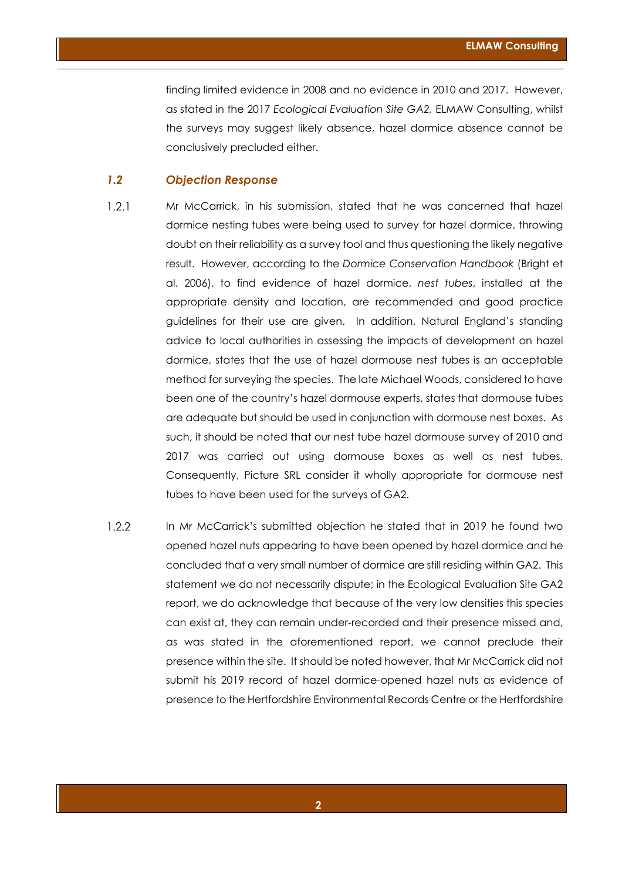finding limited evidence in 2008 and no evidence in 2010 and 2017. However, as stated in the 2017 *Ecological Evaluation Site GA2,* ELMAW Consulting, whilst the surveys may suggest likely absence, hazel dormice absence cannot be conclusively precluded either.

### *1.2 Objection Response*

1.2.1 Mr McCarrick, in his submission, stated that he was concerned that hazel dormice nesting tubes were being used to survey for hazel dormice, throwing doubt on their reliability as a survey tool and thus questioning the likely negative result. However, according to the *Dormice Conservation Handbook* (Bright et al. 2006), to find evidence of hazel dormice, *nest tubes*, installed at the appropriate density and location, are recommended and good practice guidelines for their use are given. In addition, Natural England's standing advice to local authorities in assessing the impacts of development on hazel dormice, states that the use of hazel dormouse nest tubes is an acceptable method for surveying the species. The late Michael Woods, considered to have been one of the country's hazel dormouse experts, states that dormouse tubes are adequate but should be used in conjunction with dormouse nest boxes. As such, it should be noted that our nest tube hazel dormouse survey of 2010 and 2017 was carried out using dormouse boxes as well as nest tubes. Consequently, Picture SRL consider it wholly appropriate for dormouse nest tubes to have been used for the surveys of GA2.

1.2.2 In Mr McCarrick's submitted objection he stated that in 2019 he found two opened hazel nuts appearing to have been opened by hazel dormice and he concluded that a very small number of dormice are still residing within GA2. This statement we do not necessarily dispute; in the Ecological Evaluation Site GA2 report, we do acknowledge that because of the very low densities this species can exist at, they can remain under-recorded and their presence missed and, as was stated in the aforementioned report, we cannot preclude their presence within the site. It should be noted however, that Mr McCarrick did not submit his 2019 record of hazel dormice-opened hazel nuts as evidence of presence to the Hertfordshire Environmental Records Centre or the Hertfordshire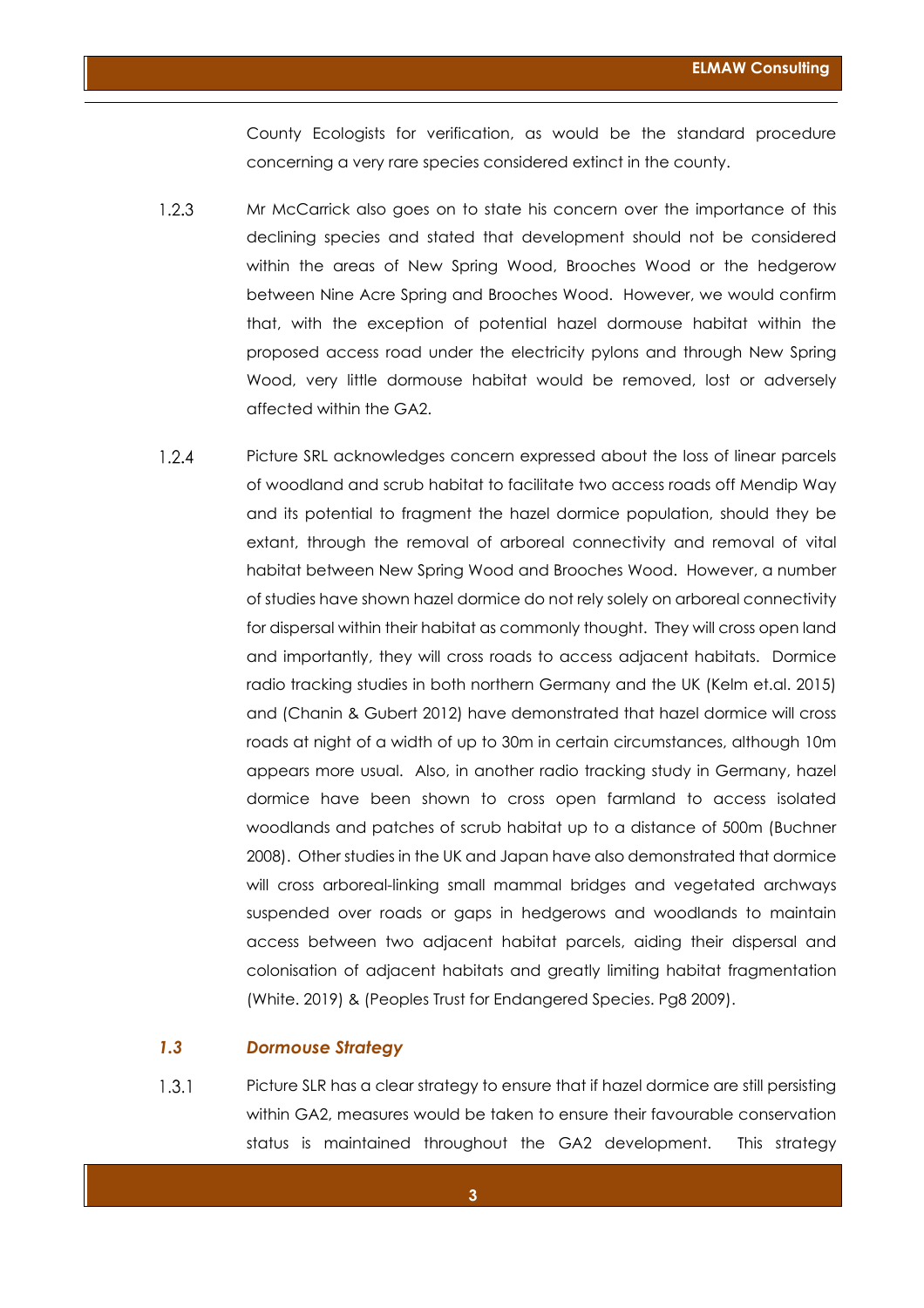County Ecologists for verification, as would be the standard procedure concerning a very rare species considered extinct in the county.

1.2.3 Mr McCarrick also goes on to state his concern over the importance of this declining species and stated that development should not be considered within the areas of New Spring Wood, Brooches Wood or the hedgerow between Nine Acre Spring and Brooches Wood. However, we would confirm that, with the exception of potential hazel dormouse habitat within the proposed access road under the electricity pylons and through New Spring Wood, very little dormouse habitat would be removed, lost or adversely affected within the GA2.

1.2.4 Picture SRL acknowledges concern expressed about the loss of linear parcels of woodland and scrub habitat to facilitate two access roads off Mendip Way and its potential to fragment the hazel dormice population, should they be extant, through the removal of arboreal connectivity and removal of vital habitat between New Spring Wood and Brooches Wood. However, a number of studies have shown hazel dormice do not rely solely on arboreal connectivity for dispersal within their habitat as commonly thought. They will cross open land and importantly, they will cross roads to access adjacent habitats. Dormice radio tracking studies in both northern Germany and the UK (Kelm et.al. 2015) and (Chanin & Gubert 2012) have demonstrated that hazel dormice will cross roads at night of a width of up to 30m in certain circumstances, although 10m appears more usual. Also, in another radio tracking study in Germany, hazel dormice have been shown to cross open farmland to access isolated woodlands and patches of scrub habitat up to a distance of 500m (Buchner 2008). Other studies in the UK and Japan have also demonstrated that dormice will cross arboreal-linking small mammal bridges and vegetated archways suspended over roads or gaps in hedgerows and woodlands to maintain access between two adjacent habitat parcels, aiding their dispersal and colonisation of adjacent habitats and greatly limiting habitat fragmentation (White. 2019) & (Peoples Trust for Endangered Species. Pg8 2009).

### *1.3 Dormouse Strategy*

1.3.1 Picture SLR has a clear strategy to ensure that if hazel dormice are still persisting within GA2, measures would be taken to ensure their favourable conservation status is maintained throughout the GA2 development. This strategy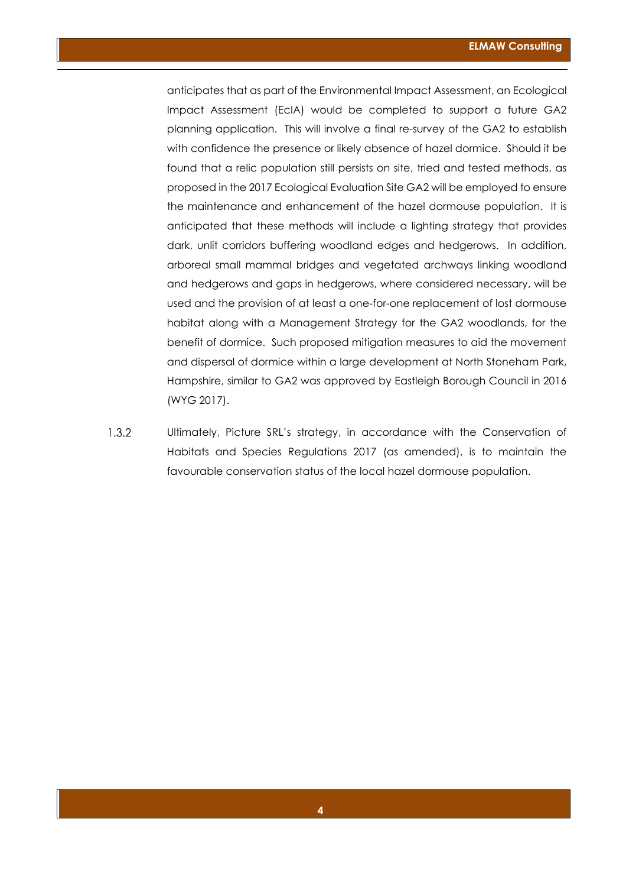anticipates that as part of the Environmental Impact Assessment, an Ecological Impact Assessment (EcIA) would be completed to support a future GA2 planning application. This will involve a final re-survey of the GA2 to establish with confidence the presence or likely absence of hazel dormice. Should it be found that a relic population still persists on site, tried and tested methods, as proposed in the 2017 Ecological Evaluation Site GA2 will be employed to ensure the maintenance and enhancement of the hazel dormouse population. It is anticipated that these methods will include a lighting strategy that provides dark, unlit corridors buffering woodland edges and hedgerows. In addition, arboreal small mammal bridges and vegetated archways linking woodland and hedgerows and gaps in hedgerows, where considered necessary, will be used and the provision of at least a one-for-one replacement of lost dormouse habitat along with a Management Strategy for the GA2 woodlands, for the benefit of dormice. Such proposed mitigation measures to aid the movement and dispersal of dormice within a large development at North Stoneham Park, Hampshire, similar to GA2 was approved by Eastleigh Borough Council in 2016 (WYG 2017).

1.3.2 Ultimately, Picture SRL's strategy, in accordance with the Conservation of Habitats and Species Regulations 2017 (as amended), is to maintain the favourable conservation status of the local hazel dormouse population.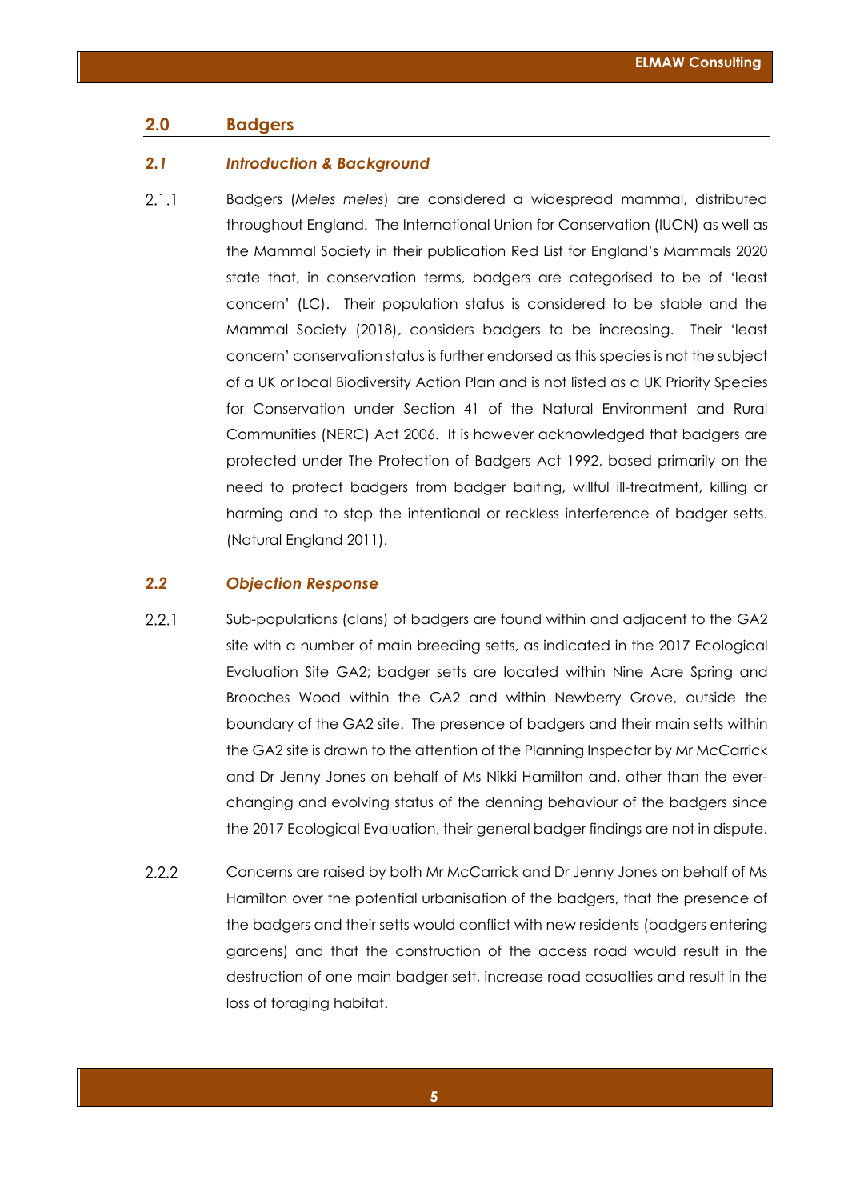## 2.0 Badgers

### *2.1 Introduction & Background*

2.1.1 Badgers (*Meles meles*) are considered a widespread mammal, distributed throughout England. The International Union for Conservation (IUCN) as well as the Mammal Society in their publication Red List for England's Mammals 2020 state that, in conservation terms, badgers are categorised to be of 'least concern' (LC). Their population status is considered to be stable and the Mammal Society (2018), considers badgers to be increasing. Their 'least concern' conservation status is further endorsed as this species is not the subject of a UK or local Biodiversity Action Plan and is not listed as a UK Priority Species for Conservation under Section 41 of the Natural Environment and Rural Communities (NERC) Act 2006. It is however acknowledged that badgers are protected under The Protection of Badgers Act 1992, based primarily on the need to protect badgers from badger baiting, willful ill-treatment, killing or harming and to stop the intentional or reckless interference of badger setts. (Natural England 2011).

### *2.2 Objection Response*

2.2.1 Sub-populations (clans) of badgers are found within and adjacent to the GA2 site with a number of main breeding setts, as indicated in the 2017 Ecological Evaluation Site GA2; badger setts are located within Nine Acre Spring and Brooches Wood within the GA2 and within Newberry Grove, outside the boundary of the GA2 site. The presence of badgers and their main setts within the GA2 site is drawn to the attention of the Planning Inspector by Mr McCarrick and Dr Jenny Jones on behalf of Ms Nikki Hamilton and, other than the ever-changing and evolving status of the denning behaviour of the badgers since the 2017 Ecological Evaluation, their general badger findings are not in dispute.

2.2.2 Concerns are raised by both Mr McCarrick and Dr Jenny Jones on behalf of Ms Hamilton over the potential urbanisation of the badgers, that the presence of the badgers and their setts would conflict with new residents (badgers entering gardens) and that the construction of the access road would result in the destruction of one main badger sett, increase road casualties and result in the loss of foraging habitat.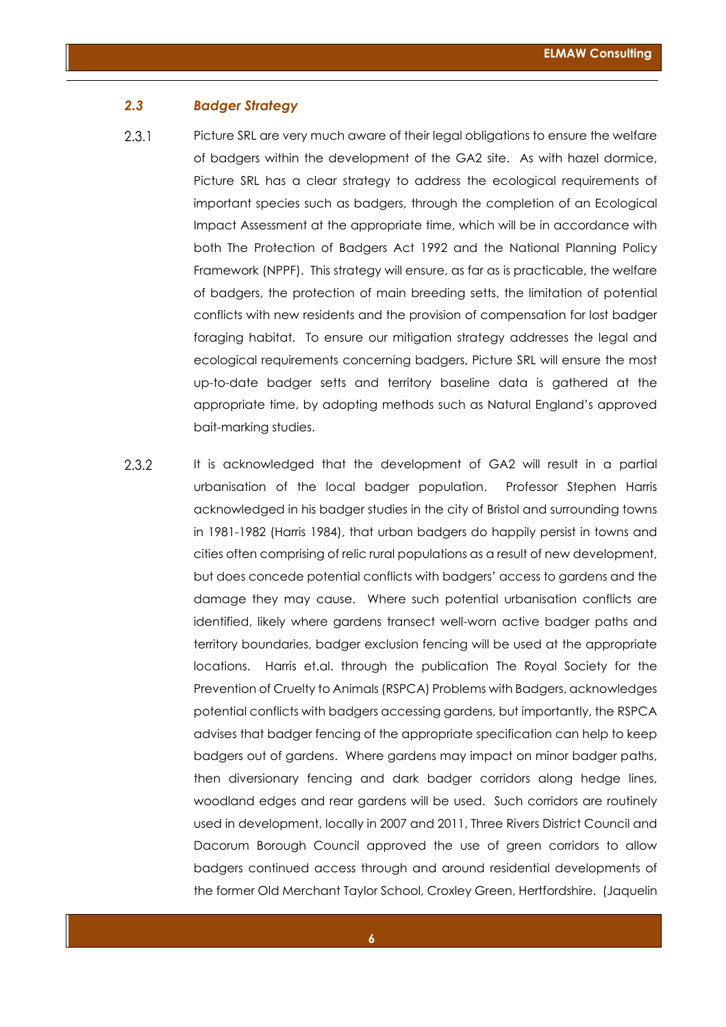### *2.3 Badger Strategy*

2.3.1 Picture SRL are very much aware of their legal obligations to ensure the welfare of badgers within the development of the GA2 site. As with hazel dormice, Picture SRL has a clear strategy to address the ecological requirements of important species such as badgers, through the completion of an Ecological Impact Assessment at the appropriate time, which will be in accordance with both The Protection of Badgers Act 1992 and the National Planning Policy Framework (NPPF). This strategy will ensure, as far as is practicable, the welfare of badgers, the protection of main breeding setts, the limitation of potential conflicts with new residents and the provision of compensation for lost badger foraging habitat. To ensure our mitigation strategy addresses the legal and ecological requirements concerning badgers, Picture SRL will ensure the most up-to-date badger setts and territory baseline data is gathered at the appropriate time, by adopting methods such as Natural England's approved bait-marking studies.

2.3.2 It is acknowledged that the development of GA2 will result in a partial urbanisation of the local badger population. Professor Stephen Harris acknowledged in his badger studies in the city of Bristol and surrounding towns in 1981-1982 (Harris 1984), that urban badgers do happily persist in towns and cities often comprising of relic rural populations as a result of new development, but does concede potential conflicts with badgers' access to gardens and the damage they may cause. Where such potential urbanisation conflicts are identified, likely where gardens transect well-worn active badger paths and territory boundaries, badger exclusion fencing will be used at the appropriate locations. Harris et.al. through the publication The Royal Society for the Prevention of Cruelty to Animals (RSPCA) Problems with Badgers, acknowledges potential conflicts with badgers accessing gardens, but importantly, the RSPCA advises that badger fencing of the appropriate specification can help to keep badgers out of gardens. Where gardens may impact on minor badger paths, then diversionary fencing and dark badger corridors along hedge lines, woodland edges and rear gardens will be used. Such corridors are routinely used in development, locally in 2007 and 2011, Three Rivers District Council and Dacorum Borough Council approved the use of green corridors to allow badgers continued access through and around residential developments of the former Old Merchant Taylor School, Croxley Green, Hertfordshire. (Jaquelin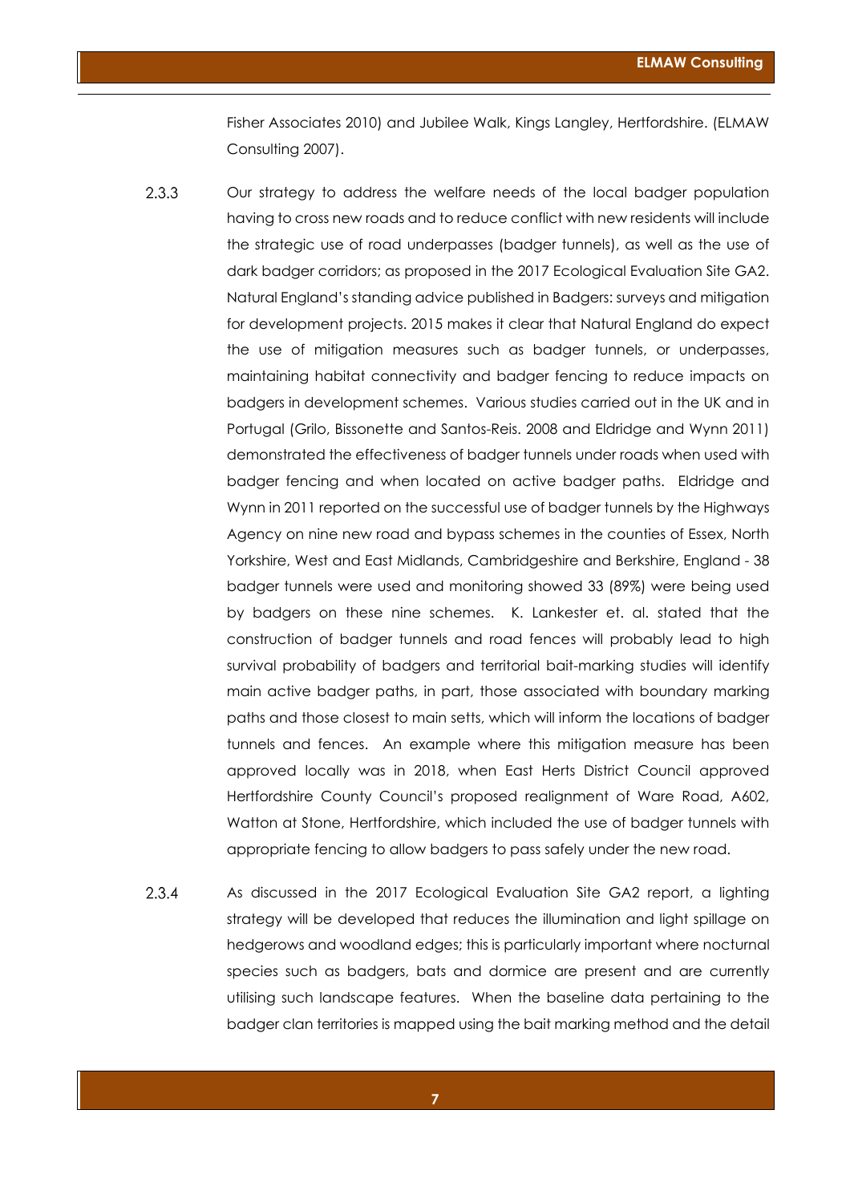Fisher Associates 2010) and Jubilee Walk, Kings Langley, Hertfordshire. (ELMAW Consulting 2007).

2.3.3 Our strategy to address the welfare needs of the local badger population having to cross new roads and to reduce conflict with new residents will include the strategic use of road underpasses (badger tunnels), as well as the use of dark badger corridors; as proposed in the 2017 Ecological Evaluation Site GA2. Natural England's standing advice published in Badgers: surveys and mitigation for development projects. 2015 makes it clear that Natural England do expect the use of mitigation measures such as badger tunnels, or underpasses, maintaining habitat connectivity and badger fencing to reduce impacts on badgers in development schemes. Various studies carried out in the UK and in Portugal (Grilo, Bissonette and Santos-Reis. 2008 and Eldridge and Wynn 2011) demonstrated the effectiveness of badger tunnels under roads when used with badger fencing and when located on active badger paths. Eldridge and Wynn in 2011 reported on the successful use of badger tunnels by the Highways Agency on nine new road and bypass schemes in the counties of Essex, North Yorkshire, West and East Midlands, Cambridgeshire and Berkshire, England - 38 badger tunnels were used and monitoring showed 33 (89%) were being used by badgers on these nine schemes. K. Lankester et. al. stated that the construction of badger tunnels and road fences will probably lead to high survival probability of badgers and territorial bait-marking studies will identify main active badger paths, in part, those associated with boundary marking paths and those closest to main setts, which will inform the locations of badger tunnels and fences. An example where this mitigation measure has been approved locally was in 2018, when East Herts District Council approved Hertfordshire County Council's proposed realignment of Ware Road, A602, Watton at Stone, Hertfordshire, which included the use of badger tunnels with appropriate fencing to allow badgers to pass safely under the new road.

2.3.4 As discussed in the 2017 Ecological Evaluation Site GA2 report, a lighting strategy will be developed that reduces the illumination and light spillage on hedgerows and woodland edges; this is particularly important where nocturnal species such as badgers, bats and dormice are present and are currently utilising such landscape features. When the baseline data pertaining to the badger clan territories is mapped using the bait marking method and the detail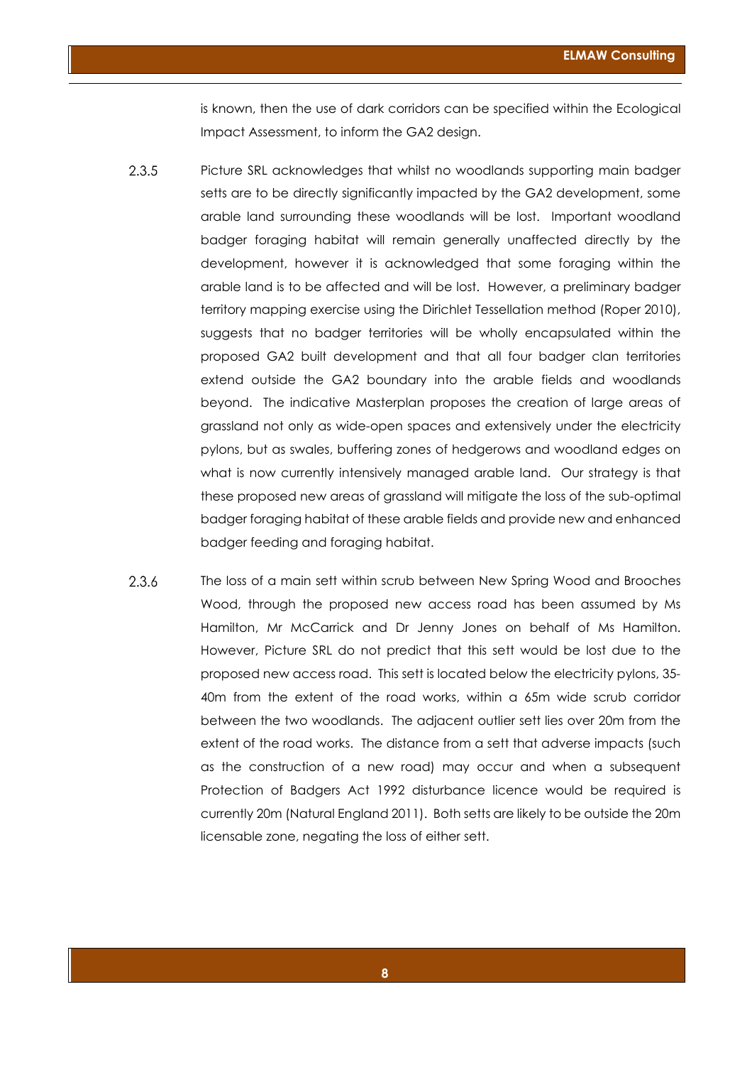is known, then the use of dark corridors can be specified within the Ecological Impact Assessment, to inform the GA2 design.

2.3.5 Picture SRL acknowledges that whilst no woodlands supporting main badger setts are to be directly significantly impacted by the GA2 development, some arable land surrounding these woodlands will be lost. Important woodland badger foraging habitat will remain generally unaffected directly by the development, however it is acknowledged that some foraging within the arable land is to be affected and will be lost. However, a preliminary badger territory mapping exercise using the Dirichlet Tessellation method (Roper 2010), suggests that no badger territories will be wholly encapsulated within the proposed GA2 built development and that all four badger clan territories extend outside the GA2 boundary into the arable fields and woodlands beyond. The indicative Masterplan proposes the creation of large areas of grassland not only as wide-open spaces and extensively under the electricity pylons, but as swales, buffering zones of hedgerows and woodland edges on what is now currently intensively managed arable land. Our strategy is that these proposed new areas of grassland will mitigate the loss of the sub-optimal badger foraging habitat of these arable fields and provide new and enhanced badger feeding and foraging habitat.

2.3.6 The loss of a main sett within scrub between New Spring Wood and Brooches Wood, through the proposed new access road has been assumed by Ms Hamilton, Mr McCarrick and Dr Jenny Jones on behalf of Ms Hamilton. However, Picture SRL do not predict that this sett would be lost due to the proposed new access road. This sett is located below the electricity pylons, 35-40m from the extent of the road works, within a 65m wide scrub corridor between the two woodlands. The adjacent outlier sett lies over 20m from the extent of the road works. The distance from a sett that adverse impacts (such as the construction of a new road) may occur and when a subsequent Protection of Badgers Act 1992 disturbance licence would be required is currently 20m (Natural England 2011). Both setts are likely to be outside the 20m licensable zone, negating the loss of either sett.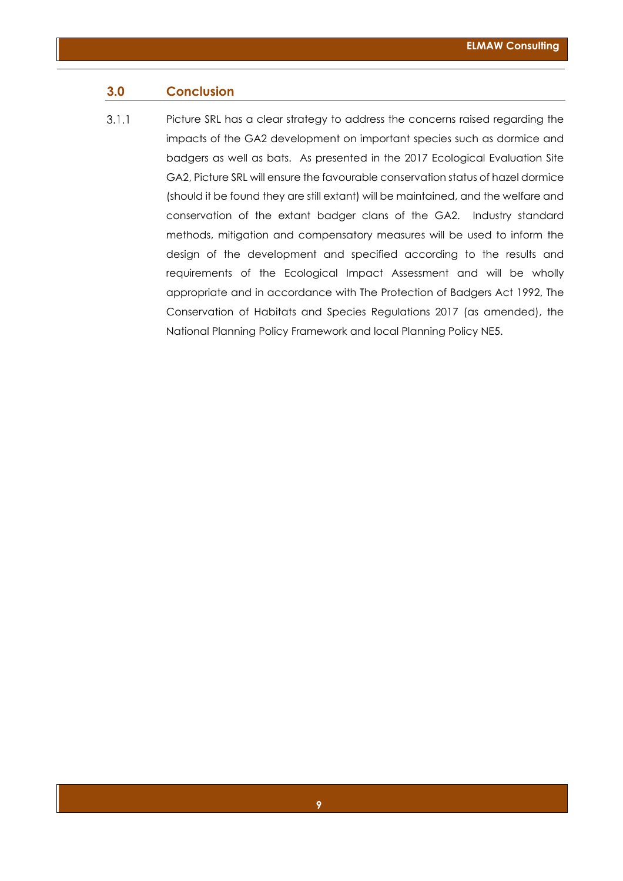## 3.0 Conclusion

3.1.1 Picture SRL has a clear strategy to address the concerns raised regarding the impacts of the GA2 development on important species such as dormice and badgers as well as bats. As presented in the 2017 Ecological Evaluation Site GA2, Picture SRL will ensure the favourable conservation status of hazel dormice (should it be found they are still extant) will be maintained, and the welfare and conservation of the extant badger clans of the GA2. Industry standard methods, mitigation and compensatory measures will be used to inform the design of the development and specified according to the results and requirements of the Ecological Impact Assessment and will be wholly appropriate and in accordance with The Protection of Badgers Act 1992, The Conservation of Habitats and Species Regulations 2017 (as amended), the National Planning Policy Framework and local Planning Policy NE5.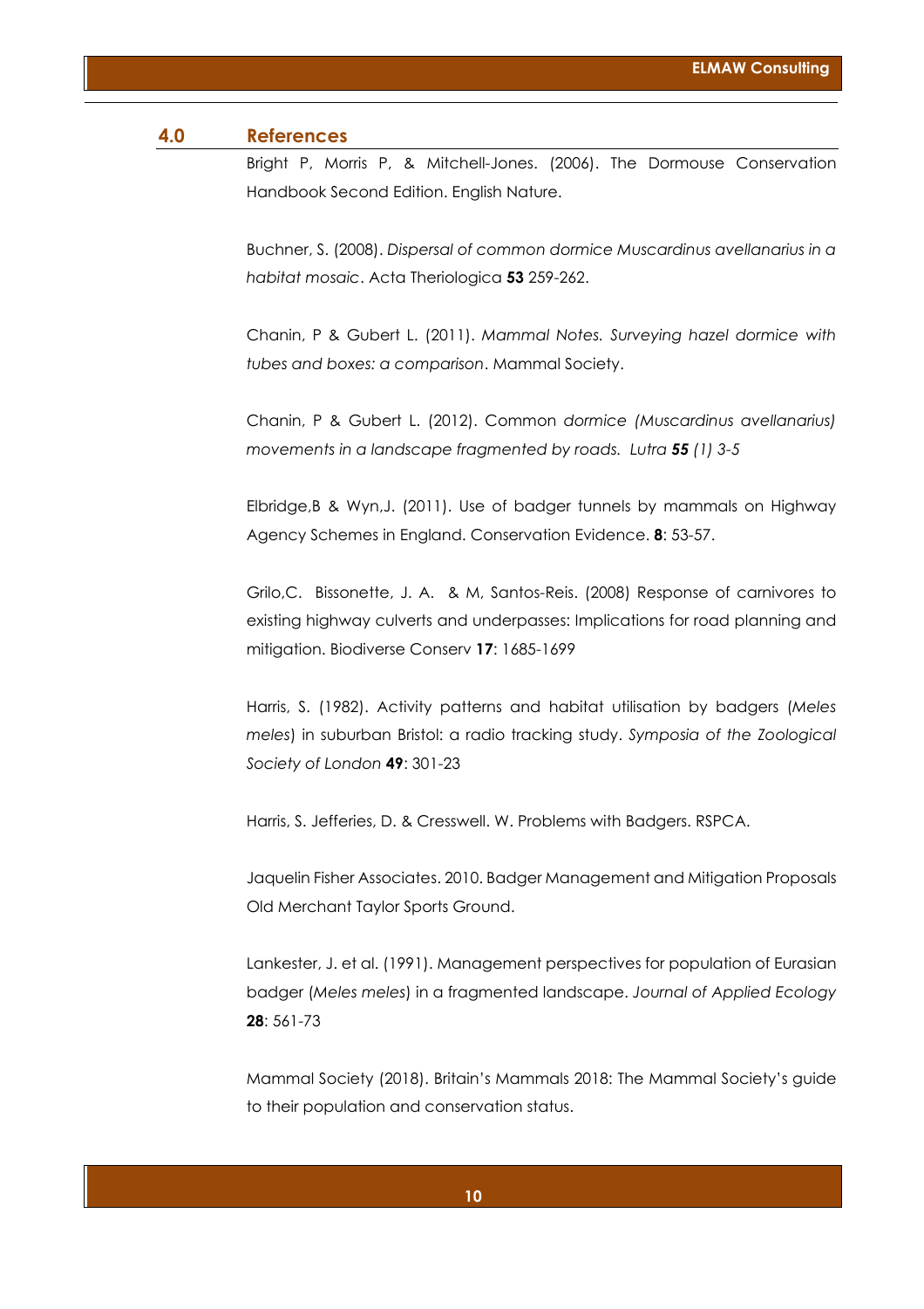## 4.0 References

Bright P, Morris P, & Mitchell-Jones. (2006). The Dormouse Conservation Handbook Second Edition. English Nature.

Buchner, S. (2008). *Dispersal of common dormice Muscardinus avellanarius in a habitat mosaic*. Acta Theriologica **53** 259-262.

Chanin, P & Gubert L. (2011). *Mammal Notes. Surveying hazel dormice with tubes and boxes: a comparison*. Mammal Society.

Chanin, P & Gubert L. (2012). Common *dormice (Muscardinus avellanarius) movements in a landscape fragmented by roads. Lutra **55** (1) 3-5*

Elbridge,B & Wyn,J. (2011). Use of badger tunnels by mammals on Highway Agency Schemes in England. Conservation Evidence. **8**: 53-57.

Grilo,C. Bissonette, J. A. & M, Santos-Reis. (2008) Response of carnivores to existing highway culverts and underpasses: Implications for road planning and mitigation. Biodiverse Conserv **17**: 1685-1699

Harris, S. (1982). Activity patterns and habitat utilisation by badgers (*Meles meles*) in suburban Bristol: a radio tracking study. *Symposia of the Zoological Society of London* **49**: 301-23

Harris, S. Jefferies, D. & Cresswell. W. Problems with Badgers. RSPCA.

Jaquelin Fisher Associates. 2010. Badger Management and Mitigation Proposals Old Merchant Taylor Sports Ground.

Lankester, J. et al. (1991). Management perspectives for population of Eurasian badger (*Meles meles*) in a fragmented landscape. *Journal of Applied Ecology* **28**: 561-73

Mammal Society (2018). Britain's Mammals 2018: The Mammal Society's guide to their population and conservation status.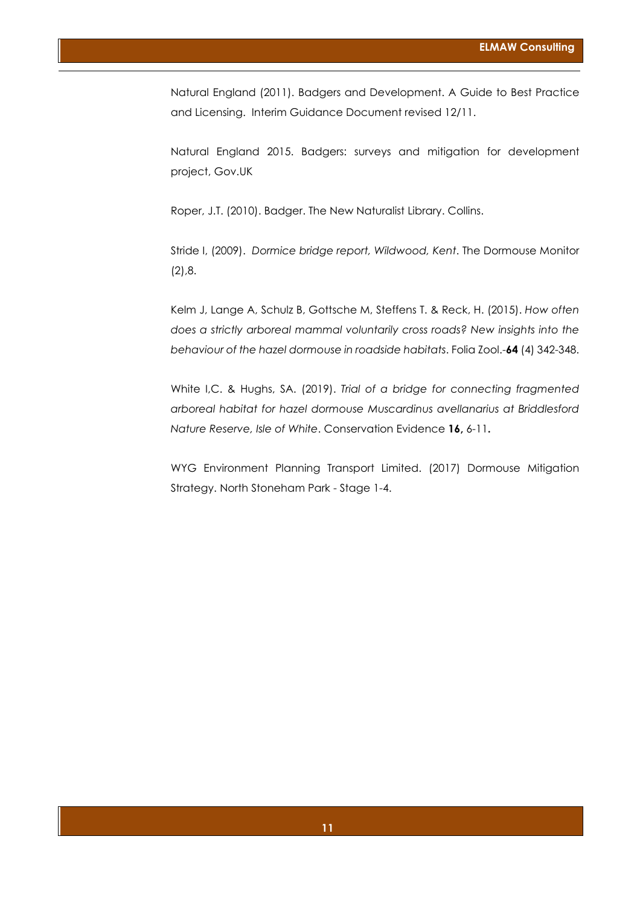Natural England (2011). Badgers and Development. A Guide to Best Practice and Licensing. Interim Guidance Document revised 12/11.

Natural England 2015. Badgers: surveys and mitigation for development project, Gov.UK

Roper, J.T. (2010). Badger. The New Naturalist Library. Collins.

Stride I, (2009). *Dormice bridge report, Wildwood, Kent*. The Dormouse Monitor (2),8.

Kelm J, Lange A, Schulz B, Gottsche M, Steffens T. & Reck, H. (2015). *How often does a strictly arboreal mammal voluntarily cross roads? New insights into the behaviour of the hazel dormouse in roadside habitats*. Folia Zool.-**64** (4) 342-348.

White I,C. & Hughs, SA. (2019). *Trial of a bridge for connecting fragmented arboreal habitat for hazel dormouse Muscardinus avellanarius at Briddlesford Nature Reserve, Isle of White*. Conservation Evidence **16,** 6-11**.**

WYG Environment Planning Transport Limited. (2017) Dormouse Mitigation Strategy. North Stoneham Park - Stage 1-4.